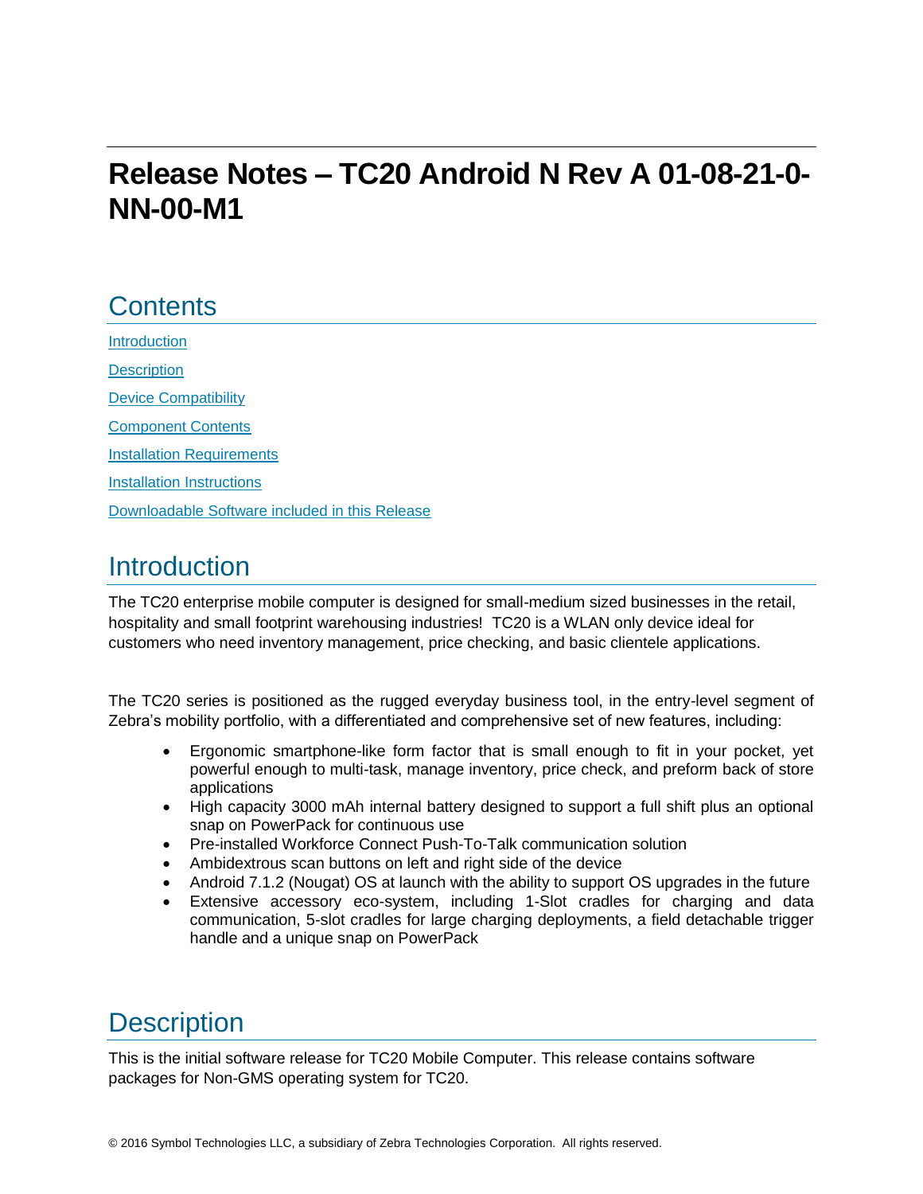# Release Notes – TC20 Android N Rev A 01-08-21-0-NN-00-M1

## Contents

[Introduction](#introduction)

[Description](#description)

[Device Compatibility](#device-compatibility)

[Component Contents](#component-contents)

[Installation Requirements](#installation-requirements)

[Installation Instructions](#installation-instructions)

[Downloadable Software included in this Release](#downloadable-software-included-in-this-release)

## Introduction

The TC20 enterprise mobile computer is designed for small-medium sized businesses in the retail, hospitality and small footprint warehousing industries! TC20 is a WLAN only device ideal for customers who need inventory management, price checking, and basic clientele applications.

The TC20 series is positioned as the rugged everyday business tool, in the entry-level segment of Zebra's mobility portfolio, with a differentiated and comprehensive set of new features, including:

- Ergonomic smartphone-like form factor that is small enough to fit in your pocket, yet powerful enough to multi-task, manage inventory, price check, and preform back of store applications
- High capacity 3000 mAh internal battery designed to support a full shift plus an optional snap on PowerPack for continuous use
- Pre-installed Workforce Connect Push-To-Talk communication solution
- Ambidextrous scan buttons on left and right side of the device
- Android 7.1.2 (Nougat) OS at launch with the ability to support OS upgrades in the future
- Extensive accessory eco-system, including 1-Slot cradles for charging and data communication, 5-slot cradles for large charging deployments, a field detachable trigger handle and a unique snap on PowerPack

## Description

This is the initial software release for TC20 Mobile Computer. This release contains software packages for Non-GMS operating system for TC20.

© 2016 Symbol Technologies LLC, a subsidiary of Zebra Technologies Corporation. All rights reserved.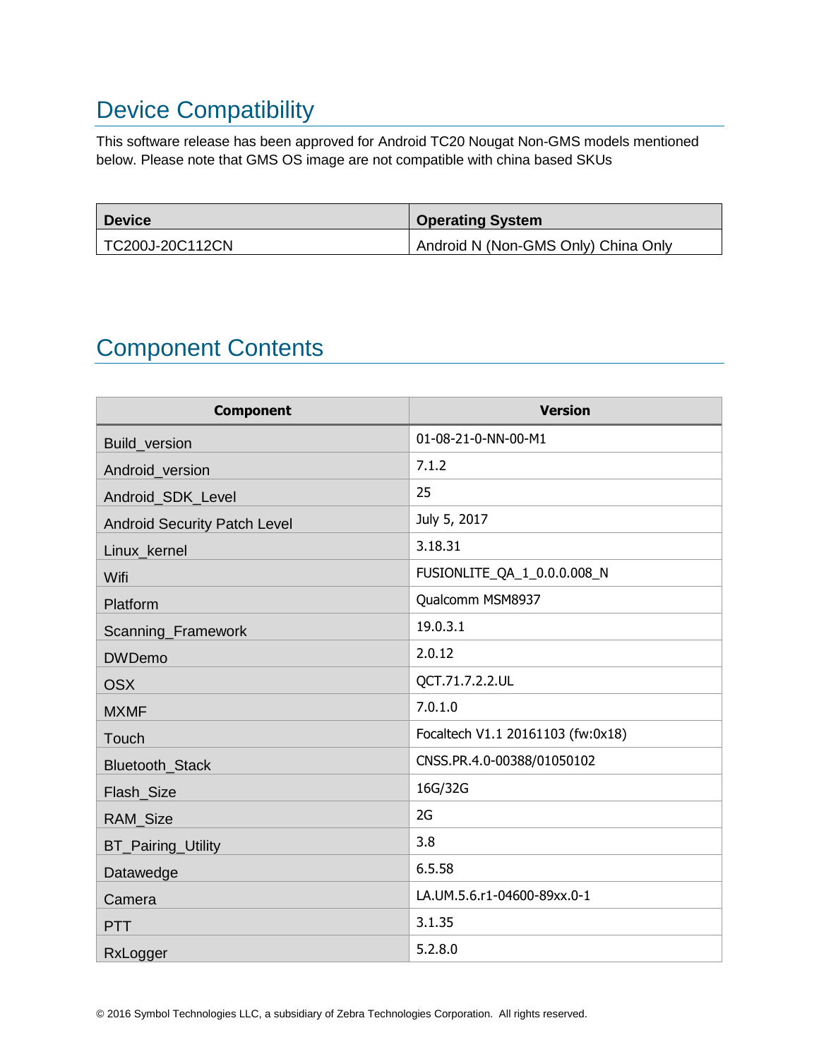## Device Compatibility

This software release has been approved for Android TC20 Nougat Non-GMS models mentioned below. Please note that GMS OS image are not compatible with china based SKUs

| Device | Operating System |
| --- | --- |
| TC200J-20C112CN | Android N (Non-GMS Only) China Only |

## Component Contents

| Component | Version |
| --- | --- |
| Build_version | 01-08-21-0-NN-00-M1 |
| Android_version | 7.1.2 |
| Android_SDK_Level | 25 |
| Android Security Patch Level | July 5, 2017 |
| Linux_kernel | 3.18.31 |
| Wifi | FUSIONLITE_QA_1_0.0.0.008_N |
| Platform | Qualcomm MSM8937 |
| Scanning_Framework | 19.0.3.1 |
| DWDemo | 2.0.12 |
| OSX | QCT.71.7.2.2.UL |
| MXMF | 7.0.1.0 |
| Touch | Focaltech V1.1 20161103 (fw:0x18) |
| Bluetooth_Stack | CNSS.PR.4.0-00388/01050102 |
| Flash_Size | 16G/32G |
| RAM_Size | 2G |
| BT_Pairing_Utility | 3.8 |
| Datawedge | 6.5.58 |
| Camera | LA.UM.5.6.r1-04600-89xx.0-1 |
| PTT | 3.1.35 |
| RxLogger | 5.2.8.0 |

© 2016 Symbol Technologies LLC, a subsidiary of Zebra Technologies Corporation. All rights reserved.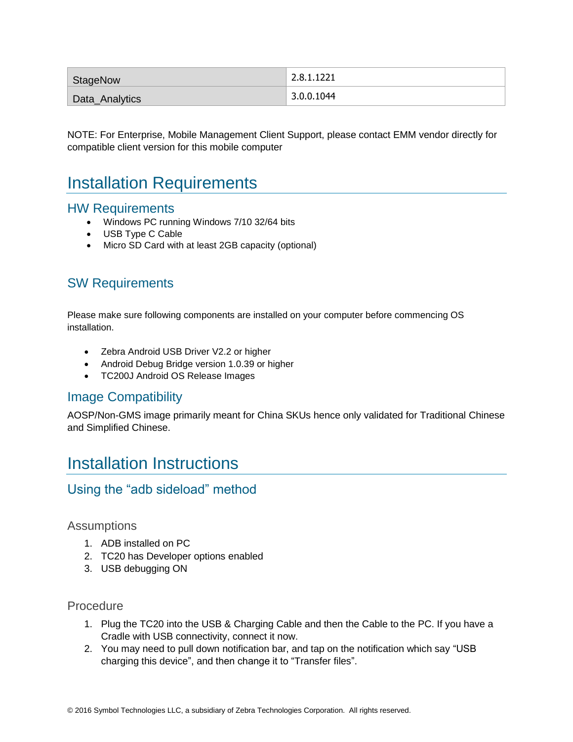| StageNow | 2.8.1.1221 |
| --- | --- |
| Data_Analytics | 3.0.0.1044 |

NOTE: For Enterprise, Mobile Management Client Support, please contact EMM vendor directly for compatible client version for this mobile computer

# Installation Requirements

## HW Requirements

- Windows PC running Windows 7/10 32/64 bits
- USB Type C Cable
- Micro SD Card with at least 2GB capacity (optional)

## SW Requirements

Please make sure following components are installed on your computer before commencing OS installation.

- Zebra Android USB Driver V2.2 or higher
- Android Debug Bridge version 1.0.39 or higher
- TC200J Android OS Release Images

## Image Compatibility

AOSP/Non-GMS image primarily meant for China SKUs hence only validated for Traditional Chinese and Simplified Chinese.

# Installation Instructions

## Using the “adb sideload” method

### Assumptions

1. ADB installed on PC
2. TC20 has Developer options enabled
3. USB debugging ON

### Procedure

1. Plug the TC20 into the USB & Charging Cable and then the Cable to the PC. If you have a Cradle with USB connectivity, connect it now.
2. You may need to pull down notification bar, and tap on the notification which say “USB charging this device”, and then change it to “Transfer files”.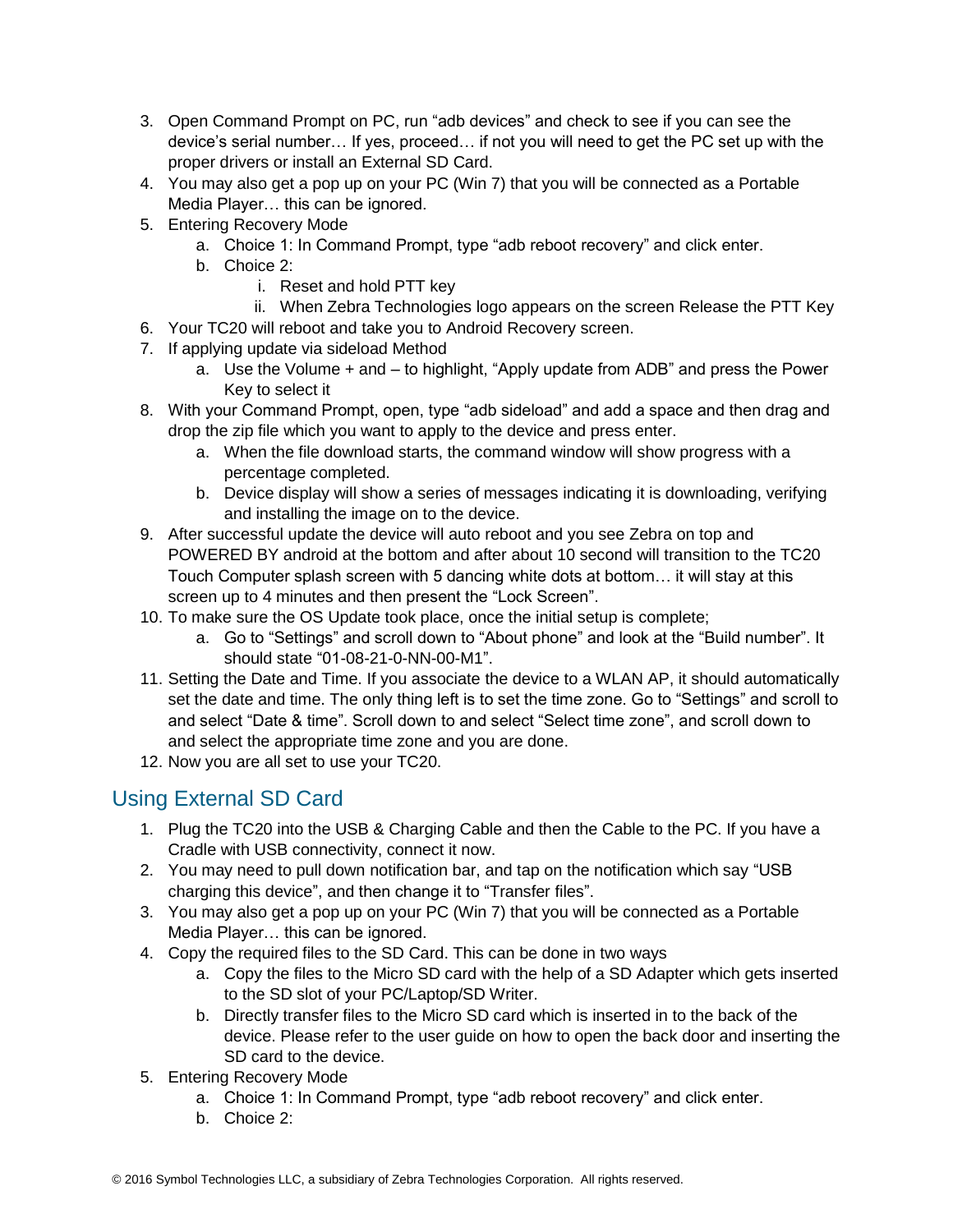3. Open Command Prompt on PC, run “adb devices” and check to see if you can see the device’s serial number… If yes, proceed… if not you will need to get the PC set up with the proper drivers or install an External SD Card.
4. You may also get a pop up on your PC (Win 7) that you will be connected as a Portable Media Player… this can be ignored.
5. Entering Recovery Mode
    a. Choice 1: In Command Prompt, type “adb reboot recovery” and click enter.
    b. Choice 2:
        i. Reset and hold PTT key
        ii. When Zebra Technologies logo appears on the screen Release the PTT Key
6. Your TC20 will reboot and take you to Android Recovery screen.
7. If applying update via sideload Method
    a. Use the Volume + and – to highlight, “Apply update from ADB” and press the Power Key to select it
8. With your Command Prompt, open, type “adb sideload” and add a space and then drag and drop the zip file which you want to apply to the device and press enter.
    a. When the file download starts, the command window will show progress with a percentage completed.
    b. Device display will show a series of messages indicating it is downloading, verifying and installing the image on to the device.
9. After successful update the device will auto reboot and you see Zebra on top and POWERED BY android at the bottom and after about 10 second will transition to the TC20 Touch Computer splash screen with 5 dancing white dots at bottom… it will stay at this screen up to 4 minutes and then present the “Lock Screen”.
10. To make sure the OS Update took place, once the initial setup is complete;
    a. Go to “Settings” and scroll down to “About phone” and look at the “Build number”. It should state “01-08-21-0-NN-00-M1”.
11. Setting the Date and Time. If you associate the device to a WLAN AP, it should automatically set the date and time. The only thing left is to set the time zone. Go to “Settings” and scroll to and select “Date & time”. Scroll down to and select “Select time zone”, and scroll down to and select the appropriate time zone and you are done.
12. Now you are all set to use your TC20.

## Using External SD Card

1. Plug the TC20 into the USB & Charging Cable and then the Cable to the PC. If you have a Cradle with USB connectivity, connect it now.
2. You may need to pull down notification bar, and tap on the notification which say “USB charging this device”, and then change it to “Transfer files”.
3. You may also get a pop up on your PC (Win 7) that you will be connected as a Portable Media Player… this can be ignored.
4. Copy the required files to the SD Card. This can be done in two ways
    a. Copy the files to the Micro SD card with the help of a SD Adapter which gets inserted to the SD slot of your PC/Laptop/SD Writer.
    b. Directly transfer files to the Micro SD card which is inserted in to the back of the device. Please refer to the user guide on how to open the back door and inserting the SD card to the device.
5. Entering Recovery Mode
    a. Choice 1: In Command Prompt, type “adb reboot recovery” and click enter.
    b. Choice 2:

© 2016 Symbol Technologies LLC, a subsidiary of Zebra Technologies Corporation. All rights reserved.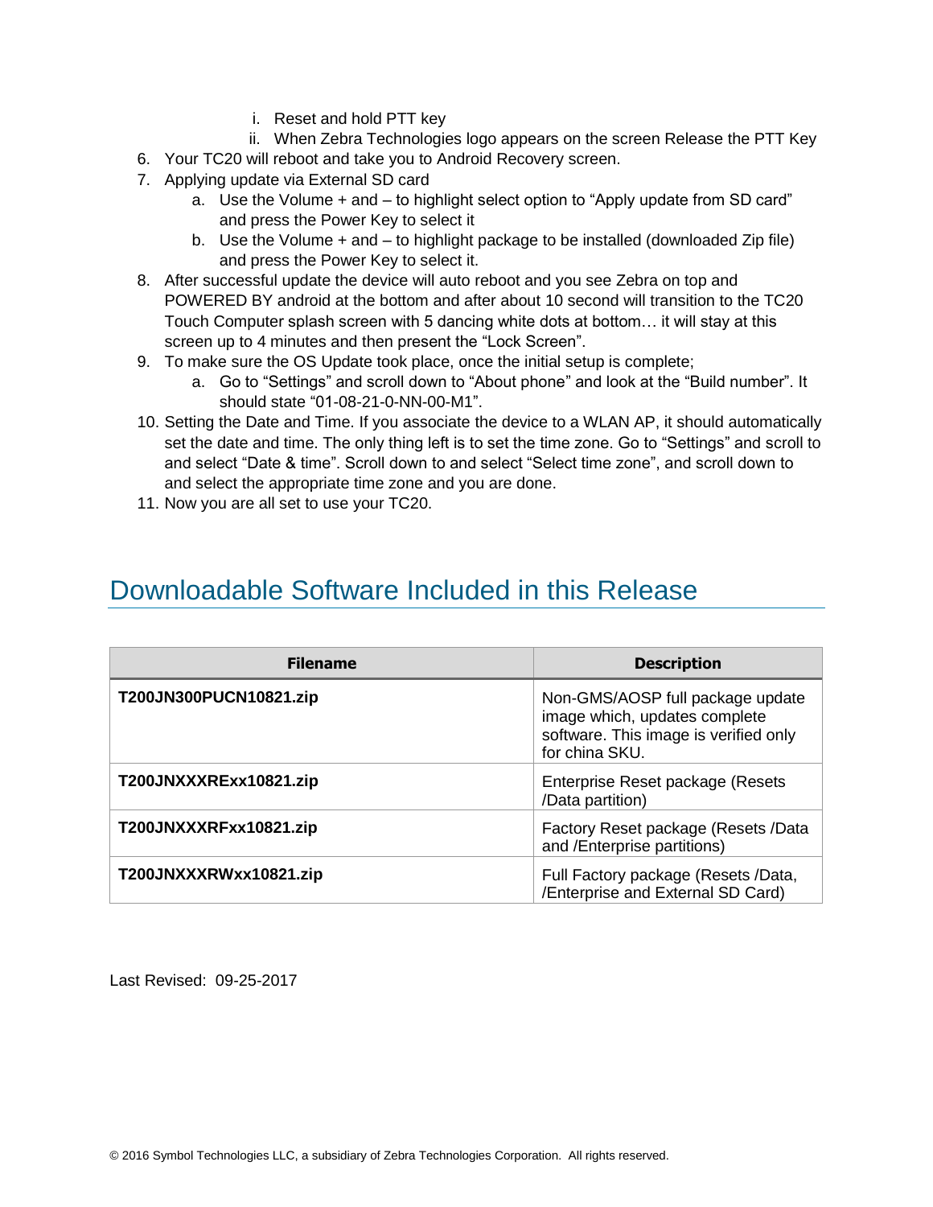i. Reset and hold PTT key
    ii. When Zebra Technologies logo appears on the screen Release the PTT Key

6. Your TC20 will reboot and take you to Android Recovery screen.
7. Applying update via External SD card
    a. Use the Volume + and – to highlight select option to “Apply update from SD card” and press the Power Key to select it
    b. Use the Volume + and – to highlight package to be installed (downloaded Zip file) and press the Power Key to select it.
8. After successful update the device will auto reboot and you see Zebra on top and POWERED BY android at the bottom and after about 10 second will transition to the TC20 Touch Computer splash screen with 5 dancing white dots at bottom… it will stay at this screen up to 4 minutes and then present the “Lock Screen”.
9. To make sure the OS Update took place, once the initial setup is complete;
    a. Go to “Settings” and scroll down to “About phone” and look at the “Build number”. It should state “01-08-21-0-NN-00-M1”.
10. Setting the Date and Time. If you associate the device to a WLAN AP, it should automatically set the date and time. The only thing left is to set the time zone. Go to “Settings” and scroll to and select “Date & time”. Scroll down to and select “Select time zone”, and scroll down to and select the appropriate time zone and you are done.
11. Now you are all set to use your TC20.

## Downloadable Software Included in this Release

| Filename | Description |
|---|---|
| **T200JN300PUCN10821.zip** | Non-GMS/AOSP full package update image which, updates complete software. This image is verified only for china SKU. |
| **T200JNXXXRExx10821.zip** | Enterprise Reset package (Resets /Data partition) |
| **T200JNXXXRFxx10821.zip** | Factory Reset package (Resets /Data and /Enterprise partitions) |
| **T200JNXXXRWxx10821.zip** | Full Factory package (Resets /Data, /Enterprise and External SD Card) |

Last Revised: 09-25-2017